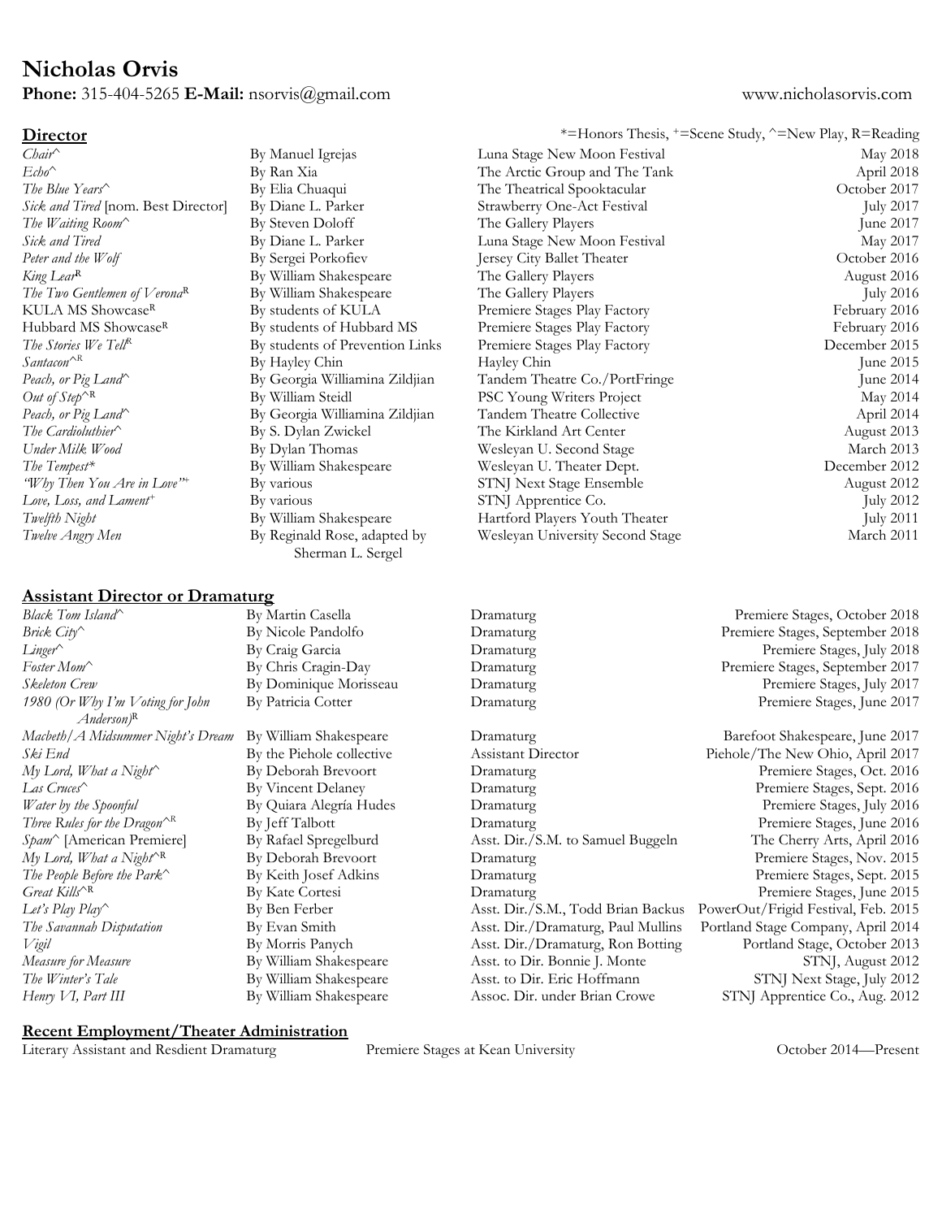# Nicholas Orvis

**Phone:** 315-404-5265 **E-Mail:** nsorvis@gmail.com www.nicholasorvis.com

## Director

*=Honors Thesis, +=Scene Study, ^=New Play, R=Reading

| Title | Author | Company | Date |
|---|---|---|---|
| *Chair*^ | By Manuel Igrejas | Luna Stage New Moon Festival | May 2018 |
| *Echo*^ | By Ran Xia | The Arctic Group and The Tank | April 2018 |
| *The Blue Years*^ | By Elia Chuaqui | The Theatrical Spooktacular | October 2017 |
| *Sick and Tired* [nom. Best Director] | By Diane L. Parker | Strawberry One-Act Festival | July 2017 |
| *The Waiting Room*^ | By Steven Doloff | The Gallery Players | June 2017 |
| *Sick and Tired* | By Diane L. Parker | Luna Stage New Moon Festival | May 2017 |
| *Peter and the Wolf* | By Sergei Porkofiev | Jersey City Ballet Theater | October 2016 |
| *King Lear*R | By William Shakespeare | The Gallery Players | August 2016 |
| *The Two Gentlemen of Verona*R | By William Shakespeare | The Gallery Players | July 2016 |
| KULA MS ShowcaseR | By students of KULA | Premiere Stages Play Factory | February 2016 |
| Hubbard MS ShowcaseR | By students of Hubbard MS | Premiere Stages Play Factory | February 2016 |
| *The Stories We Tell*R | By students of Prevention Links | Premiere Stages Play Factory | December 2015 |
| *Santacon*^R | By Hayley Chin | Hayley Chin | June 2015 |
| *Peach, or Pig Land*^ | By Georgia Williamina Zildjian | Tandem Theatre Co./PortFringe | June 2014 |
| *Out of Step*^R | By William Steidl | PSC Young Writers Project | May 2014 |
| *Peach, or Pig Land*^ | By Georgia Williamina Zildjian | Tandem Theatre Collective | April 2014 |
| *The Cardioluthier*^ | By S. Dylan Zwickel | The Kirkland Art Center | August 2013 |
| *Under Milk Wood* | By Dylan Thomas | Wesleyan U. Second Stage | March 2013 |
| *The Tempest** | By William Shakespeare | Wesleyan U. Theater Dept. | December 2012 |
| *"Why Then You Are in Love"*+ | By various | STNJ Next Stage Ensemble | August 2012 |
| *Love, Loss, and Lament*+ | By various | STNJ Apprentice Co. | July 2012 |
| *Twelfth Night* | By William Shakespeare | Hartford Players Youth Theater | July 2011 |
| *Twelve Angry Men* | By Reginald Rose, adapted by Sherman L. Sergel | Wesleyan University Second Stage | March 2011 |

## Assistant Director or Dramaturg

| Title | Author | Role | Company, Date |
|---|---|---|---|
| *Black Tom Island*^ | By Martin Casella | Dramaturg | Premiere Stages, October 2018 |
| *Brick City*^ | By Nicole Pandolfo | Dramaturg | Premiere Stages, September 2018 |
| *Linger*^ | By Craig Garcia | Dramaturg | Premiere Stages, July 2018 |
| *Foster Mom*^ | By Chris Cragin-Day | Dramaturg | Premiere Stages, September 2017 |
| *Skeleton Crew* | By Dominique Morisseau | Dramaturg | Premiere Stages, July 2017 |
| *1980 (Or Why I'm Voting for John Anderson)*R | By Patricia Cotter | Dramaturg | Premiere Stages, June 2017 |
| *Macbeth/A Midsummer Night's Dream* | By William Shakespeare | Dramaturg | Barefoot Shakespeare, June 2017 |
| *Ski End* | By the Piehole collective | Assistant Director | Piehole/The New Ohio, April 2017 |
| *My Lord, What a Night*^ | By Deborah Brevoort | Dramaturg | Premiere Stages, Oct. 2016 |
| *Las Cruces*^ | By Vincent Delaney | Dramaturg | Premiere Stages, Sept. 2016 |
| *Water by the Spoonful* | By Quiara Alegría Hudes | Dramaturg | Premiere Stages, July 2016 |
| *Three Rules for the Dragon*^R | By Jeff Talbott | Dramaturg | Premiere Stages, June 2016 |
| *Spam*^ [American Premiere] | By Rafael Spregelburd | Asst. Dir./S.M. to Samuel Buggeln | The Cherry Arts, April 2016 |
| *My Lord, What a Night*^R | By Deborah Brevoort | Dramaturg | Premiere Stages, Nov. 2015 |
| *The People Before the Park*^ | By Keith Josef Adkins | Dramaturg | Premiere Stages, Sept. 2015 |
| *Great Kills*^R | By Kate Cortesi | Dramaturg | Premiere Stages, June 2015 |
| *Let's Play Play*^ | By Ben Ferber | Asst. Dir./S.M., Todd Brian Backus | PowerOut/Frigid Festival, Feb. 2015 |
| *The Savannah Disputation* | By Evan Smith | Asst. Dir./Dramaturg, Paul Mullins | Portland Stage Company, April 2014 |
| *Vigil* | By Morris Panych | Asst. Dir./Dramaturg, Ron Botting | Portland Stage, October 2013 |
| *Measure for Measure* | By William Shakespeare | Asst. to Dir. Bonnie J. Monte | STNJ, August 2012 |
| *The Winter's Tale* | By William Shakespeare | Asst. to Dir. Eric Hoffmann | STNJ Next Stage, July 2012 |
| *Henry VI, Part III* | By William Shakespeare | Assoc. Dir. under Brian Crowe | STNJ Apprentice Co., Aug. 2012 |

## Recent Employment/Theater Administration

Literary Assistant and Resdient Dramaturg — Premiere Stages at Kean University — October 2014—Present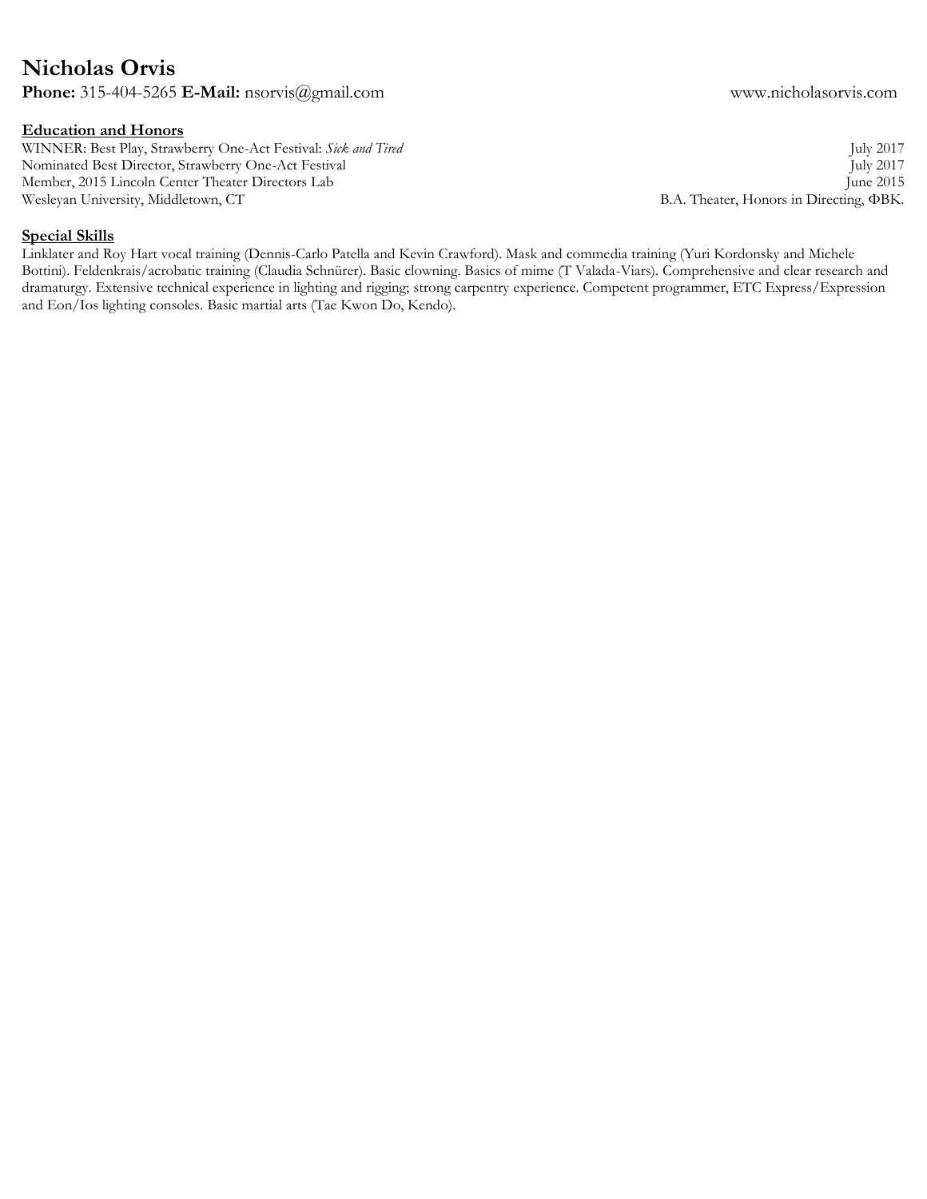# Nicholas Orvis

**Phone:** 315-404-5265 **E-Mail:** nsorvis@gmail.com www.nicholasorvis.com

## Education and Honors

| | |
|---|---|
| WINNER: Best Play, Strawberry One-Act Festival: *Sick and Tired* | July 2017 |
| Nominated Best Director, Strawberry One-Act Festival | July 2017 |
| Member, 2015 Lincoln Center Theater Directors Lab | June 2015 |
| Wesleyan University, Middletown, CT | B.A. Theater, Honors in Directing, ΦBK. |

## Special Skills

Linklater and Roy Hart vocal training (Dennis-Carlo Patella and Kevin Crawford). Mask and commedia training (Yuri Kordonsky and Michele Bottini). Feldenkrais/acrobatic training (Claudia Schnürer). Basic clowning. Basics of mime (T Valada-Viars). Comprehensive and clear research and dramaturgy. Extensive technical experience in lighting and rigging; strong carpentry experience. Competent programmer, ETC Express/Expression and Eon/Ios lighting consoles. Basic martial arts (Tae Kwon Do, Kendo).